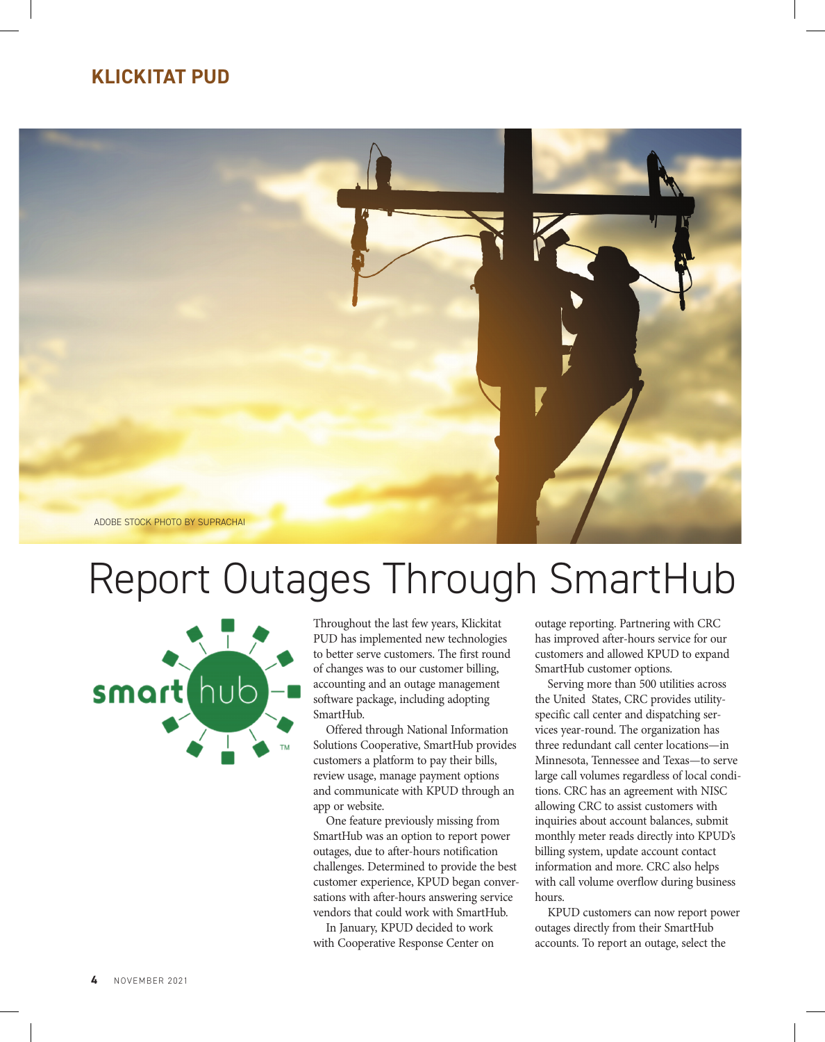KLICKITAT PUD

ADOBE STOCK PHOTO BY SUPRACHAI

# Report Outages Through SmartHub

Throughout the last few years, Klickitat PUD has implemented new technologies to better serve customers. The first round of changes was to our customer billing, accounting and an outage management software package, including adopting SmartHub.

Offered through National Information Solutions Cooperative, SmartHub provides customers a platform to pay their bills, review usage, manage payment options and communicate with KPUD through an app or website.

One feature previously missing from SmartHub was an option to report power outages, due to after-hours notification challenges. Determined to provide the best customer experience, KPUD began conversations with after-hours answering service vendors that could work with SmartHub.

In January, KPUD decided to work with Cooperative Response Center on outage reporting. Partnering with CRC has improved after-hours service for our customers and allowed KPUD to expand SmartHub customer options.

Serving more than 500 utilities across the United States, CRC provides utility-specific call center and dispatching services year-round. The organization has three redundant call center locations—in Minnesota, Tennessee and Texas—to serve large call volumes regardless of local conditions. CRC has an agreement with NISC allowing CRC to assist customers with inquiries about account balances, submit monthly meter reads directly into KPUD's billing system, update account contact information and more. CRC also helps with call volume overflow during business hours.

KPUD customers can now report power outages directly from their SmartHub accounts. To report an outage, select the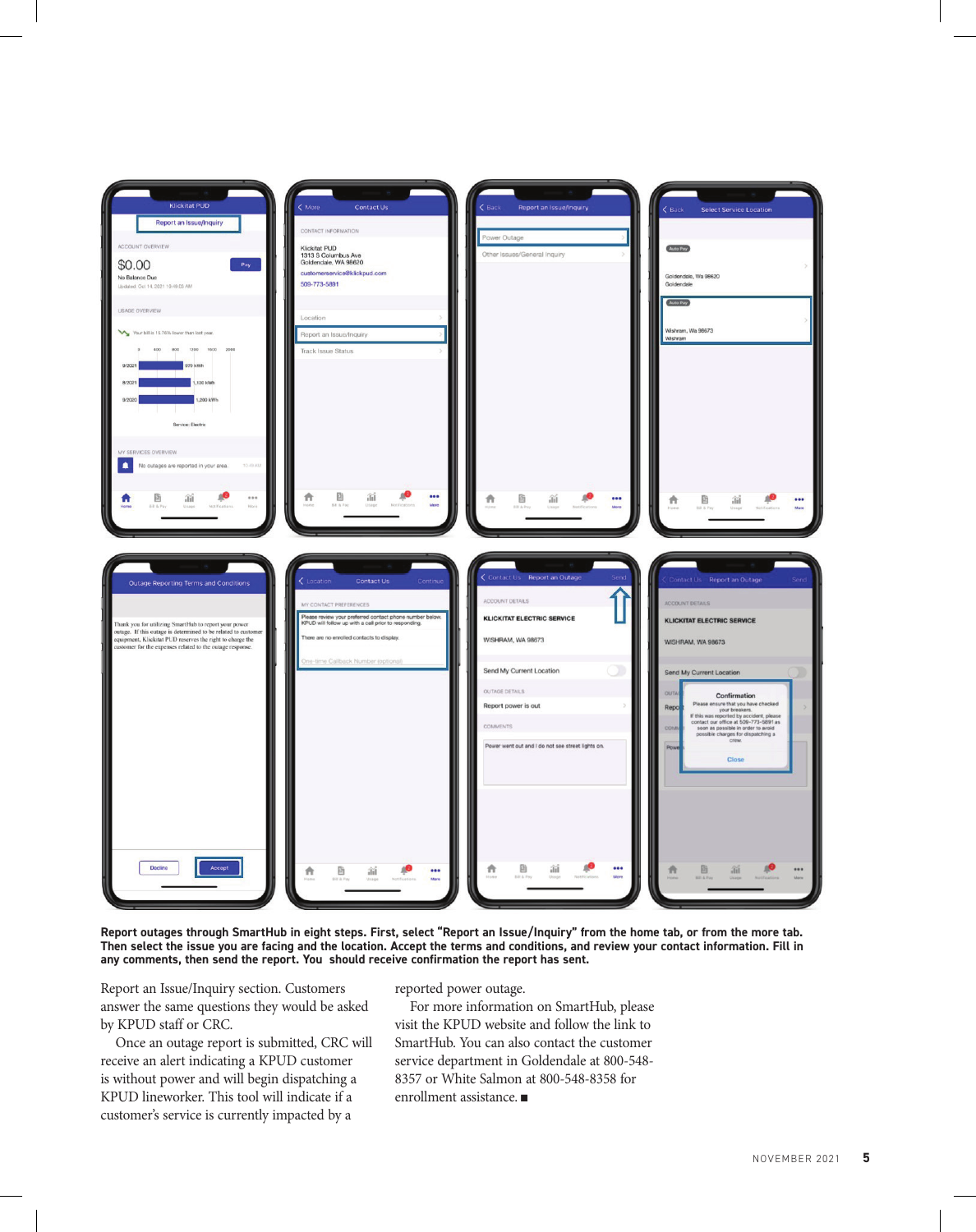**Report outages through SmartHub in eight steps. First, select "Report an Issue/Inquiry" from the home tab, or from the more tab. Then select the issue you are facing and the location. Accept the terms and conditions, and review your contact information. Fill in any comments, then send the report. You should receive confirmation the report has sent.**

Report an Issue/Inquiry section. Customers answer the same questions they would be asked by KPUD staff or CRC.

Once an outage report is submitted, CRC will receive an alert indicating a KPUD customer is without power and will begin dispatching a KPUD lineworker. This tool will indicate if a customer's service is currently impacted by a reported power outage.

For more information on SmartHub, please visit the KPUD website and follow the link to SmartHub. You can also contact the customer service department in Goldendale at 800-548-8357 or White Salmon at 800-548-8358 for enrollment assistance. ■